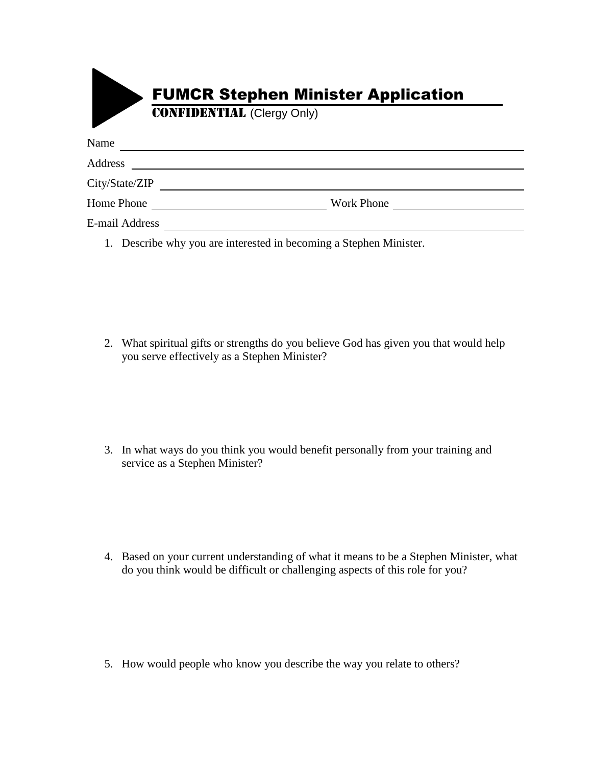# FUMCR Stephen Minister Application

**CONFIDENTIAL** (Clergy Only)

Name ________________________________________________

Address ________________________________________________

City/State/ZIP ________________________________________________

Home Phone ____________________ Work Phone ____________________

E-mail Address ________________________________________________

1. Describe why you are interested in becoming a Stephen Minister.

2. What spiritual gifts or strengths do you believe God has given you that would help you serve effectively as a Stephen Minister?

3. In what ways do you think you would benefit personally from your training and service as a Stephen Minister?

4. Based on your current understanding of what it means to be a Stephen Minister, what do you think would be difficult or challenging aspects of this role for you?

5. How would people who know you describe the way you relate to others?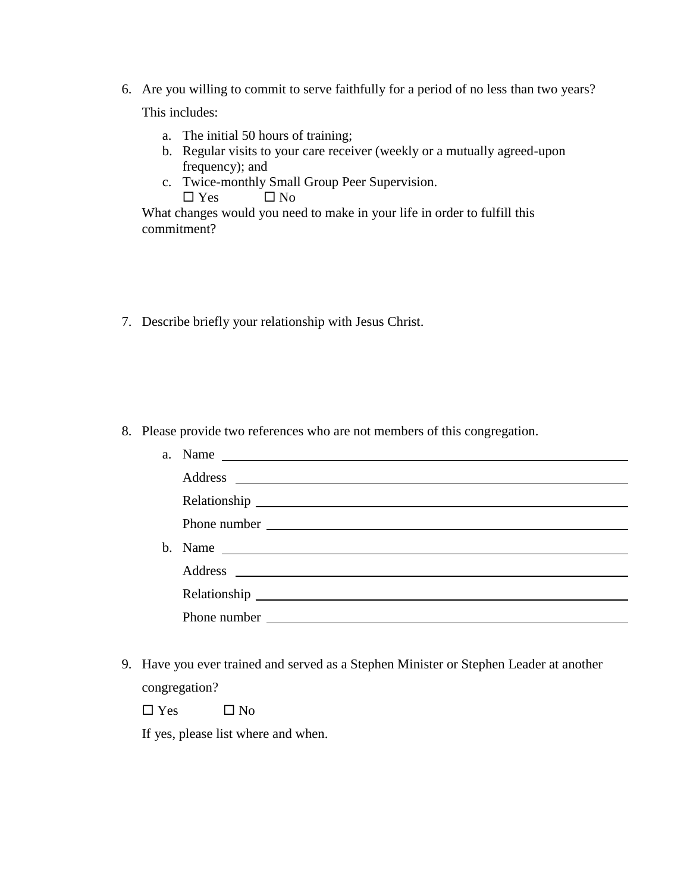6. Are you willing to commit to serve faithfully for a period of no less than two years?

   This includes:

   a. The initial 50 hours of training;
   b. Regular visits to your care receiver (weekly or a mutually agreed-upon frequency); and
   c. Twice-monthly Small Group Peer Supervision.

   ☐ Yes ☐ No

   What changes would you need to make in your life in order to fulfill this commitment?

7. Describe briefly your relationship with Jesus Christ.

8. Please provide two references who are not members of this congregation.

   a. Name \_\_\_\_\_\_\_\_\_\_\_\_\_\_\_\_\_\_\_\_\_\_\_\_\_\_\_\_\_\_\_\_

      Address \_\_\_\_\_\_\_\_\_\_\_\_\_\_\_\_\_\_\_\_\_\_\_\_\_\_\_\_\_\_\_\_

      Relationship \_\_\_\_\_\_\_\_\_\_\_\_\_\_\_\_\_\_\_\_\_\_\_\_\_\_\_\_\_\_\_\_

      Phone number \_\_\_\_\_\_\_\_\_\_\_\_\_\_\_\_\_\_\_\_\_\_\_\_\_\_\_\_\_\_\_\_

   b. Name \_\_\_\_\_\_\_\_\_\_\_\_\_\_\_\_\_\_\_\_\_\_\_\_\_\_\_\_\_\_\_\_

      Address \_\_\_\_\_\_\_\_\_\_\_\_\_\_\_\_\_\_\_\_\_\_\_\_\_\_\_\_\_\_\_\_

      Relationship \_\_\_\_\_\_\_\_\_\_\_\_\_\_\_\_\_\_\_\_\_\_\_\_\_\_\_\_\_\_\_\_

      Phone number \_\_\_\_\_\_\_\_\_\_\_\_\_\_\_\_\_\_\_\_\_\_\_\_\_\_\_\_\_\_\_\_

9. Have you ever trained and served as a Stephen Minister or Stephen Leader at another congregation?

   ☐ Yes ☐ No

   If yes, please list where and when.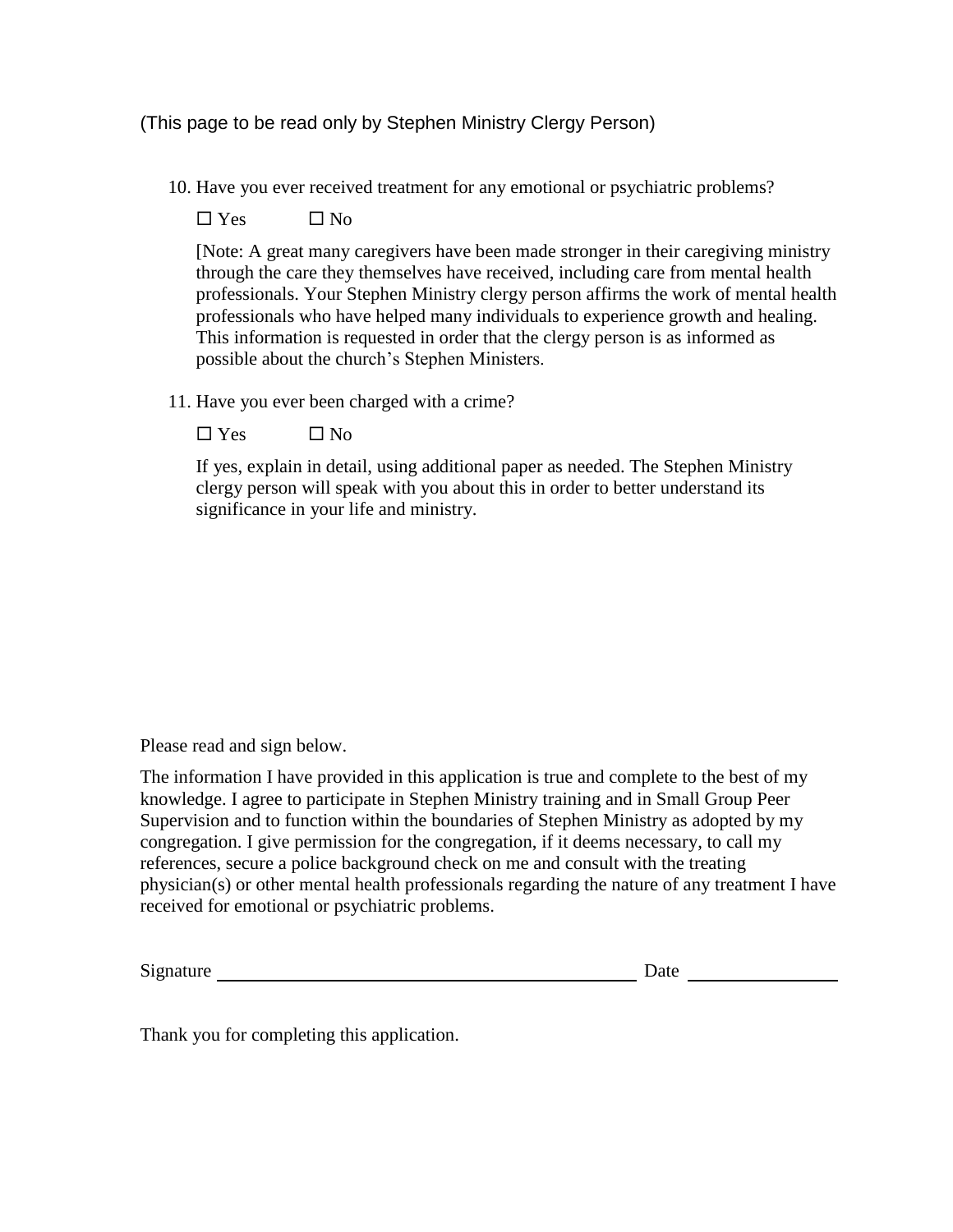(This page to be read only by Stephen Ministry Clergy Person)

10. Have you ever received treatment for any emotional or psychiatric problems?

    ☐ Yes ☐ No

    [Note: A great many caregivers have been made stronger in their caregiving ministry through the care they themselves have received, including care from mental health professionals. Your Stephen Ministry clergy person affirms the work of mental health professionals who have helped many individuals to experience growth and healing. This information is requested in order that the clergy person is as informed as possible about the church's Stephen Ministers.

11. Have you ever been charged with a crime?

    ☐ Yes ☐ No

    If yes, explain in detail, using additional paper as needed. The Stephen Ministry clergy person will speak with you about this in order to better understand its significance in your life and ministry.

Please read and sign below.

The information I have provided in this application is true and complete to the best of my knowledge. I agree to participate in Stephen Ministry training and in Small Group Peer Supervision and to function within the boundaries of Stephen Ministry as adopted by my congregation. I give permission for the congregation, if it deems necessary, to call my references, secure a police background check on me and consult with the treating physician(s) or other mental health professionals regarding the nature of any treatment I have received for emotional or psychiatric problems.

Signature ______________________________ Date ______________

Thank you for completing this application.